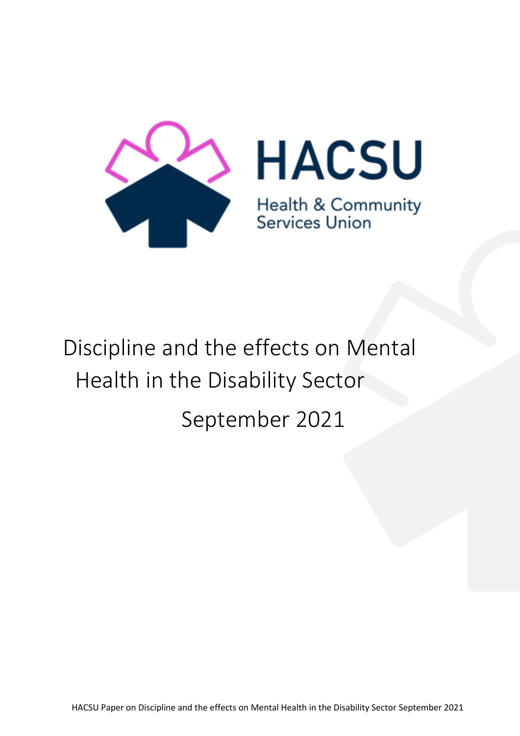HACSU

Health & Community Services Union

# Discipline and the effects on Mental Health in the Disability Sector

September 2021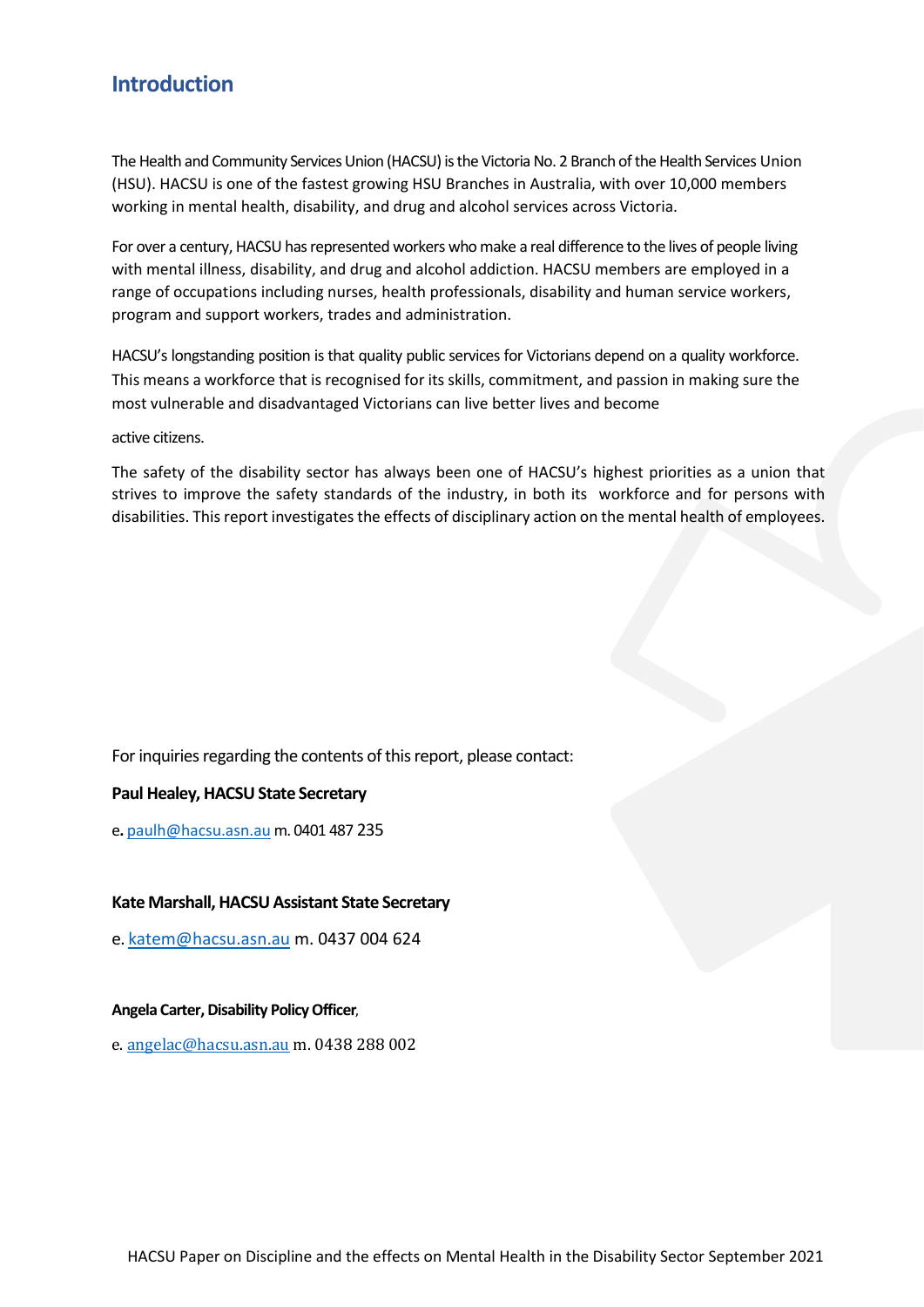## Introduction

The Health and Community Services Union (HACSU) is the Victoria No. 2 Branch of the Health Services Union (HSU). HACSU is one of the fastest growing HSU Branches in Australia, with over 10,000 members working in mental health, disability, and drug and alcohol services across Victoria.

For over a century, HACSU has represented workers who make a real difference to the lives of people living with mental illness, disability, and drug and alcohol addiction. HACSU members are employed in a range of occupations including nurses, health professionals, disability and human service workers, program and support workers, trades and administration.

HACSU's longstanding position is that quality public services for Victorians depend on a quality workforce. This means a workforce that is recognised for its skills, commitment, and passion in making sure the most vulnerable and disadvantaged Victorians can live better lives and become

active citizens.

The safety of the disability sector has always been one of HACSU's highest priorities as a union that strives to improve the safety standards of the industry, in both its workforce and for persons with disabilities. This report investigates the effects of disciplinary action on the mental health of employees.

For inquiries regarding the contents of this report, please contact:

**Paul Healey, HACSU State Secretary**

e. paulh@hacsu.asn.au m. 0401 487 235

**Kate Marshall, HACSU Assistant State Secretary**

e. katem@hacsu.asn.au m. 0437 004 624

**Angela Carter, Disability Policy Officer**,

e. angelac@hacsu.asn.au m. 0438 288 002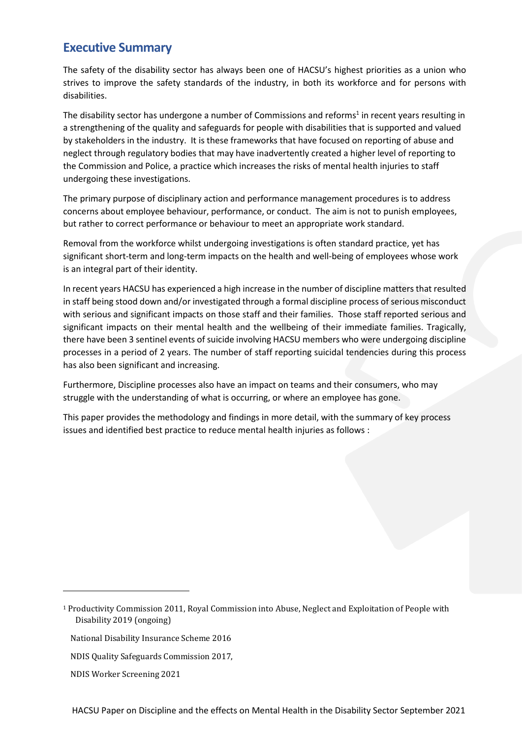## Executive Summary

The safety of the disability sector has always been one of HACSU's highest priorities as a union who strives to improve the safety standards of the industry, in both its workforce and for persons with disabilities.

The disability sector has undergone a number of Commissions and reforms[1] in recent years resulting in a strengthening of the quality and safeguards for people with disabilities that is supported and valued by stakeholders in the industry. It is these frameworks that have focused on reporting of abuse and neglect through regulatory bodies that may have inadvertently created a higher level of reporting to the Commission and Police, a practice which increases the risks of mental health injuries to staff undergoing these investigations.

The primary purpose of disciplinary action and performance management procedures is to address concerns about employee behaviour, performance, or conduct. The aim is not to punish employees, but rather to correct performance or behaviour to meet an appropriate work standard.

Removal from the workforce whilst undergoing investigations is often standard practice, yet has significant short-term and long-term impacts on the health and well-being of employees whose work is an integral part of their identity.

In recent years HACSU has experienced a high increase in the number of discipline matters that resulted in staff being stood down and/or investigated through a formal discipline process of serious misconduct with serious and significant impacts on those staff and their families. Those staff reported serious and significant impacts on their mental health and the wellbeing of their immediate families. Tragically, there have been 3 sentinel events of suicide involving HACSU members who were undergoing discipline processes in a period of 2 years. The number of staff reporting suicidal tendencies during this process has also been significant and increasing.

Furthermore, Discipline processes also have an impact on teams and their consumers, who may struggle with the understanding of what is occurring, or where an employee has gone.

This paper provides the methodology and findings in more detail, with the summary of key process issues and identified best practice to reduce mental health injuries as follows :

---

[1] Productivity Commission 2011, Royal Commission into Abuse, Neglect and Exploitation of People with Disability 2019 (ongoing)

National Disability Insurance Scheme 2016

NDIS Quality Safeguards Commission 2017,

NDIS Worker Screening 2021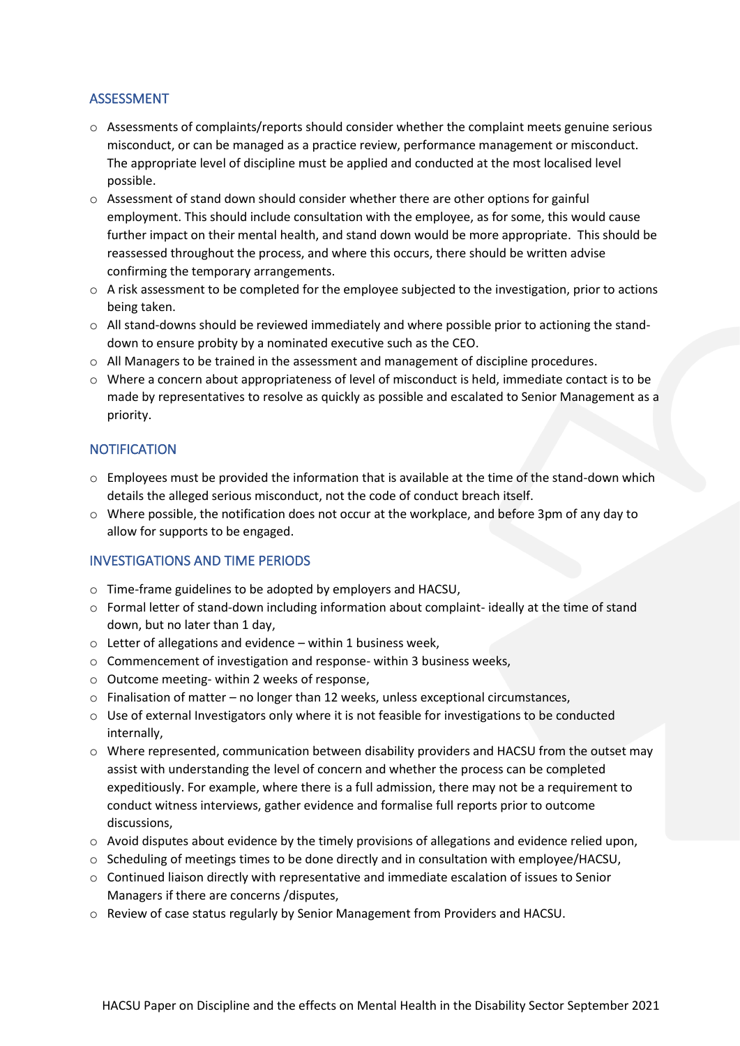## ASSESSMENT

- Assessments of complaints/reports should consider whether the complaint meets genuine serious misconduct, or can be managed as a practice review, performance management or misconduct. The appropriate level of discipline must be applied and conducted at the most localised level possible.
- Assessment of stand down should consider whether there are other options for gainful employment. This should include consultation with the employee, as for some, this would cause further impact on their mental health, and stand down would be more appropriate. This should be reassessed throughout the process, and where this occurs, there should be written advise confirming the temporary arrangements.
- A risk assessment to be completed for the employee subjected to the investigation, prior to actions being taken.
- All stand-downs should be reviewed immediately and where possible prior to actioning the stand-down to ensure probity by a nominated executive such as the CEO.
- All Managers to be trained in the assessment and management of discipline procedures.
- Where a concern about appropriateness of level of misconduct is held, immediate contact is to be made by representatives to resolve as quickly as possible and escalated to Senior Management as a priority.

## NOTIFICATION

- Employees must be provided the information that is available at the time of the stand-down which details the alleged serious misconduct, not the code of conduct breach itself.
- Where possible, the notification does not occur at the workplace, and before 3pm of any day to allow for supports to be engaged.

## INVESTIGATIONS AND TIME PERIODS

- Time-frame guidelines to be adopted by employers and HACSU,
- Formal letter of stand-down including information about complaint- ideally at the time of stand down, but no later than 1 day,
- Letter of allegations and evidence – within 1 business week,
- Commencement of investigation and response- within 3 business weeks,
- Outcome meeting- within 2 weeks of response,
- Finalisation of matter – no longer than 12 weeks, unless exceptional circumstances,
- Use of external Investigators only where it is not feasible for investigations to be conducted internally,
- Where represented, communication between disability providers and HACSU from the outset may assist with understanding the level of concern and whether the process can be completed expeditiously. For example, where there is a full admission, there may not be a requirement to conduct witness interviews, gather evidence and formalise full reports prior to outcome discussions,
- Avoid disputes about evidence by the timely provisions of allegations and evidence relied upon,
- Scheduling of meetings times to be done directly and in consultation with employee/HACSU,
- Continued liaison directly with representative and immediate escalation of issues to Senior Managers if there are concerns /disputes,
- Review of case status regularly by Senior Management from Providers and HACSU.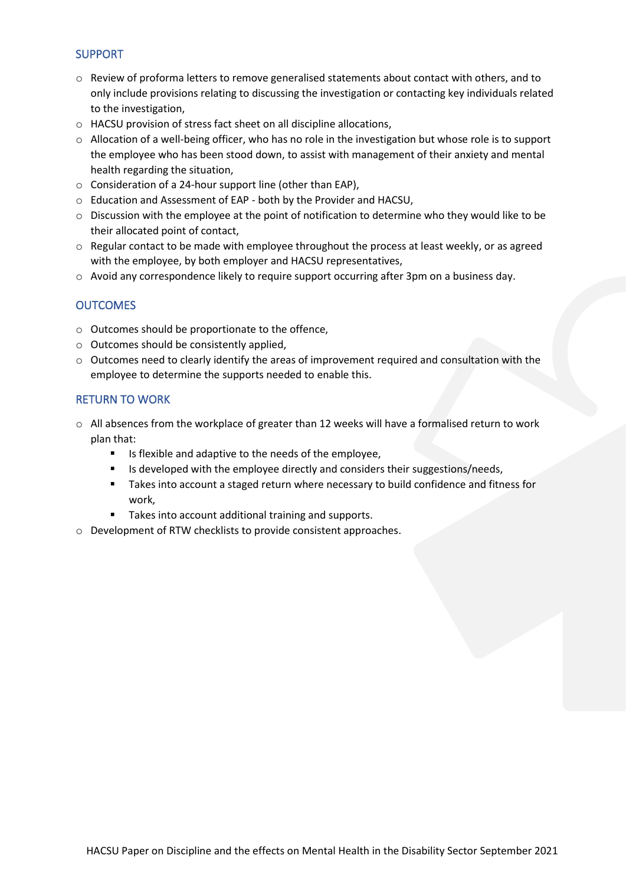## SUPPORT

- Review of proforma letters to remove generalised statements about contact with others, and to only include provisions relating to discussing the investigation or contacting key individuals related to the investigation,
- HACSU provision of stress fact sheet on all discipline allocations,
- Allocation of a well-being officer, who has no role in the investigation but whose role is to support the employee who has been stood down, to assist with management of their anxiety and mental health regarding the situation,
- Consideration of a 24-hour support line (other than EAP),
- Education and Assessment of EAP - both by the Provider and HACSU,
- Discussion with the employee at the point of notification to determine who they would like to be their allocated point of contact,
- Regular contact to be made with employee throughout the process at least weekly, or as agreed with the employee, by both employer and HACSU representatives,
- Avoid any correspondence likely to require support occurring after 3pm on a business day.

## OUTCOMES

- Outcomes should be proportionate to the offence,
- Outcomes should be consistently applied,
- Outcomes need to clearly identify the areas of improvement required and consultation with the employee to determine the supports needed to enable this.

## RETURN TO WORK

- All absences from the workplace of greater than 12 weeks will have a formalised return to work plan that:
    - Is flexible and adaptive to the needs of the employee,
    - Is developed with the employee directly and considers their suggestions/needs,
    - Takes into account a staged return where necessary to build confidence and fitness for work,
    - Takes into account additional training and supports.
- Development of RTW checklists to provide consistent approaches.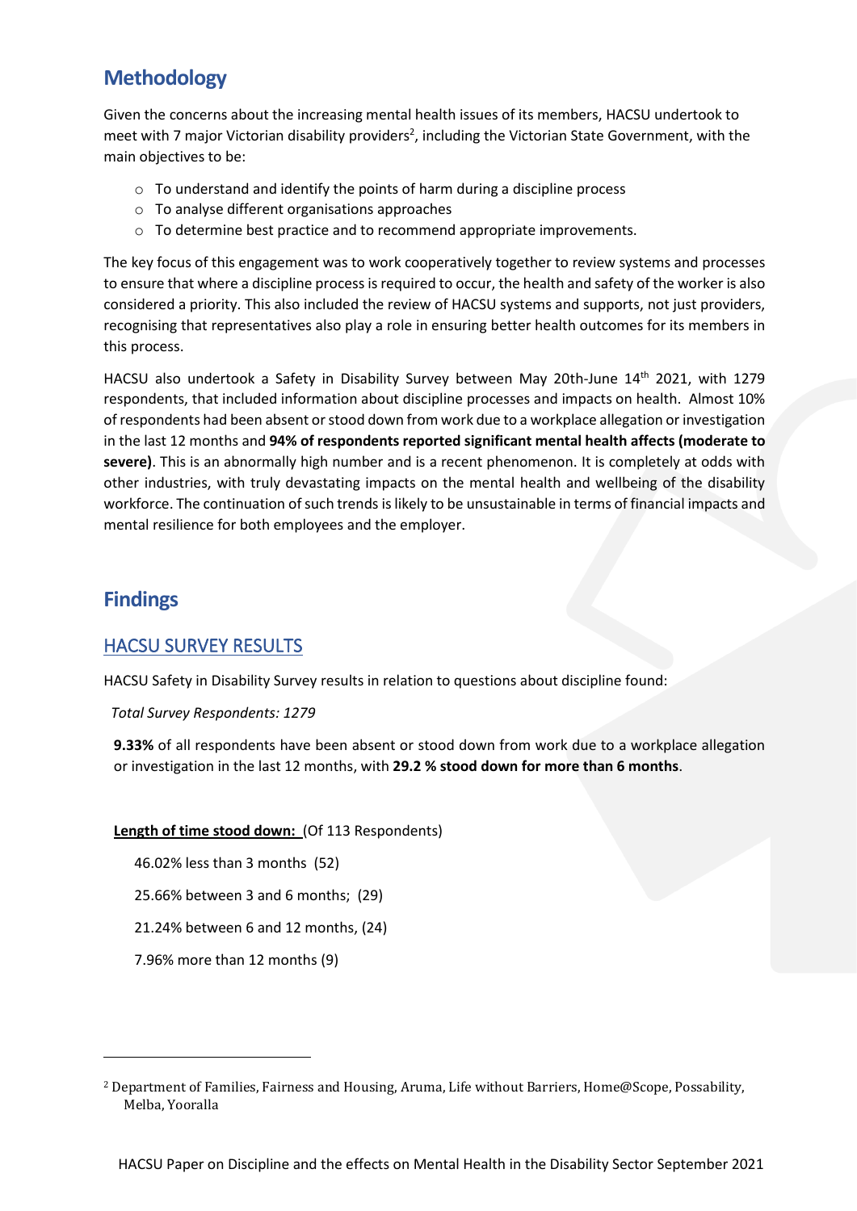## Methodology

Given the concerns about the increasing mental health issues of its members, HACSU undertook to meet with 7 major Victorian disability providers[2], including the Victorian State Government, with the main objectives to be:

- To understand and identify the points of harm during a discipline process
- To analyse different organisations approaches
- To determine best practice and to recommend appropriate improvements.

The key focus of this engagement was to work cooperatively together to review systems and processes to ensure that where a discipline process is required to occur, the health and safety of the worker is also considered a priority. This also included the review of HACSU systems and supports, not just providers, recognising that representatives also play a role in ensuring better health outcomes for its members in this process.

HACSU also undertook a Safety in Disability Survey between May 20th-June 14th 2021, with 1279 respondents, that included information about discipline processes and impacts on health. Almost 10% of respondents had been absent or stood down from work due to a workplace allegation or investigation in the last 12 months and **94% of respondents reported significant mental health affects (moderate to severe)**. This is an abnormally high number and is a recent phenomenon. It is completely at odds with other industries, with truly devastating impacts on the mental health and wellbeing of the disability workforce. The continuation of such trends is likely to be unsustainable in terms of financial impacts and mental resilience for both employees and the employer.

## Findings

### HACSU SURVEY RESULTS

HACSU Safety in Disability Survey results in relation to questions about discipline found:

*Total Survey Respondents: 1279*

**9.33%** of all respondents have been absent or stood down from work due to a workplace allegation or investigation in the last 12 months, with **29.2 % stood down for more than 6 months**.

**Length of time stood down:** (Of 113 Respondents)

46.02% less than 3 months (52)

25.66% between 3 and 6 months; (29)

21.24% between 6 and 12 months, (24)

7.96% more than 12 months (9)

---

[2] Department of Families, Fairness and Housing, Aruma, Life without Barriers, Home@Scope, Possability, Melba, Yooralla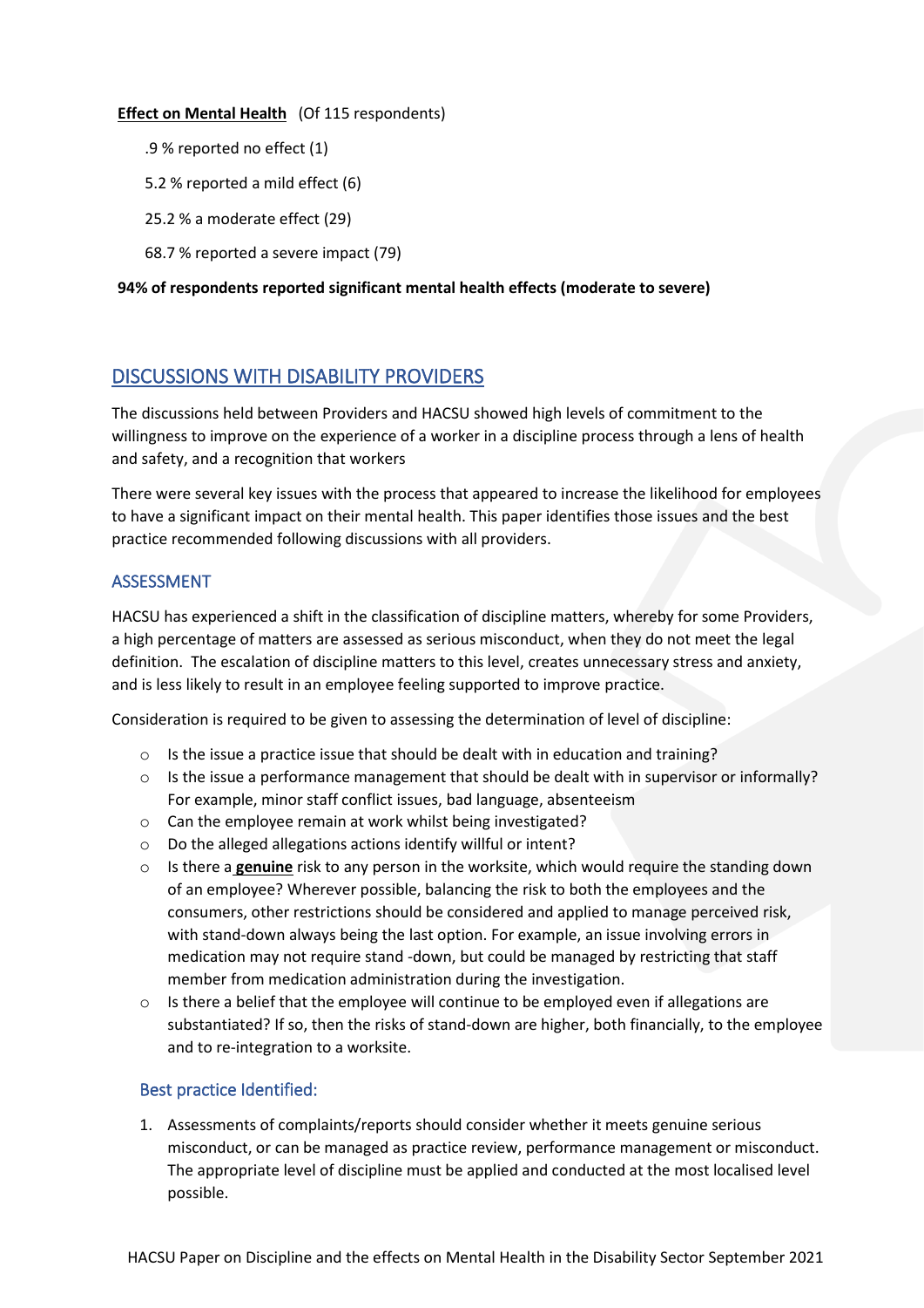**Effect on Mental Health** (Of 115 respondents)

.9 % reported no effect (1)

5.2 % reported a mild effect (6)

25.2 % a moderate effect (29)

68.7 % reported a severe impact (79)

**94% of respondents reported significant mental health effects (moderate to severe)**

## DISCUSSIONS WITH DISABILITY PROVIDERS

The discussions held between Providers and HACSU showed high levels of commitment to the willingness to improve on the experience of a worker in a discipline process through a lens of health and safety, and a recognition that workers

There were several key issues with the process that appeared to increase the likelihood for employees to have a significant impact on their mental health. This paper identifies those issues and the best practice recommended following discussions with all providers.

### ASSESSMENT

HACSU has experienced a shift in the classification of discipline matters, whereby for some Providers, a high percentage of matters are assessed as serious misconduct, when they do not meet the legal definition. The escalation of discipline matters to this level, creates unnecessary stress and anxiety, and is less likely to result in an employee feeling supported to improve practice.

Consideration is required to be given to assessing the determination of level of discipline:

- Is the issue a practice issue that should be dealt with in education and training?
- Is the issue a performance management that should be dealt with in supervisor or informally? For example, minor staff conflict issues, bad language, absenteeism
- Can the employee remain at work whilst being investigated?
- Do the alleged allegations actions identify willful or intent?
- Is there a **genuine** risk to any person in the worksite, which would require the standing down of an employee? Wherever possible, balancing the risk to both the employees and the consumers, other restrictions should be considered and applied to manage perceived risk, with stand-down always being the last option. For example, an issue involving errors in medication may not require stand -down, but could be managed by restricting that staff member from medication administration during the investigation.
- Is there a belief that the employee will continue to be employed even if allegations are substantiated? If so, then the risks of stand-down are higher, both financially, to the employee and to re-integration to a worksite.

#### Best practice Identified:

1. Assessments of complaints/reports should consider whether it meets genuine serious misconduct, or can be managed as practice review, performance management or misconduct. The appropriate level of discipline must be applied and conducted at the most localised level possible.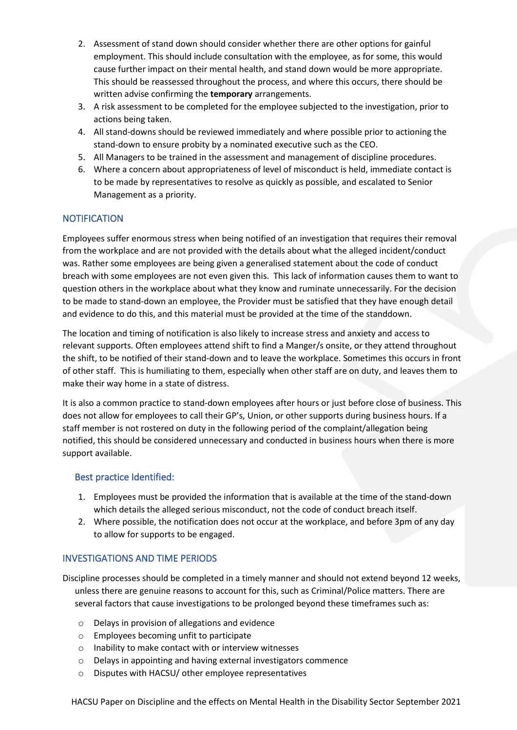2. Assessment of stand down should consider whether there are other options for gainful employment. This should include consultation with the employee, as for some, this would cause further impact on their mental health, and stand down would be more appropriate. This should be reassessed throughout the process, and where this occurs, there should be written advise confirming the **temporary** arrangements.
3. A risk assessment to be completed for the employee subjected to the investigation, prior to actions being taken.
4. All stand-downs should be reviewed immediately and where possible prior to actioning the stand-down to ensure probity by a nominated executive such as the CEO.
5. All Managers to be trained in the assessment and management of discipline procedures.
6. Where a concern about appropriateness of level of misconduct is held, immediate contact is to be made by representatives to resolve as quickly as possible, and escalated to Senior Management as a priority.

## NOTIFICATION

Employees suffer enormous stress when being notified of an investigation that requires their removal from the workplace and are not provided with the details about what the alleged incident/conduct was. Rather some employees are being given a generalised statement about the code of conduct breach with some employees are not even given this. This lack of information causes them to want to question others in the workplace about what they know and ruminate unnecessarily. For the decision to be made to stand-down an employee, the Provider must be satisfied that they have enough detail and evidence to do this, and this material must be provided at the time of the standdown.

The location and timing of notification is also likely to increase stress and anxiety and access to relevant supports. Often employees attend shift to find a Manger/s onsite, or they attend throughout the shift, to be notified of their stand-down and to leave the workplace. Sometimes this occurs in front of other staff. This is humiliating to them, especially when other staff are on duty, and leaves them to make their way home in a state of distress.

It is also a common practice to stand-down employees after hours or just before close of business. This does not allow for employees to call their GP's, Union, or other supports during business hours. If a staff member is not rostered on duty in the following period of the complaint/allegation being notified, this should be considered unnecessary and conducted in business hours when there is more support available.

### Best practice Identified:

1. Employees must be provided the information that is available at the time of the stand-down which details the alleged serious misconduct, not the code of conduct breach itself.
2. Where possible, the notification does not occur at the workplace, and before 3pm of any day to allow for supports to be engaged.

## INVESTIGATIONS AND TIME PERIODS

Discipline processes should be completed in a timely manner and should not extend beyond 12 weeks, unless there are genuine reasons to account for this, such as Criminal/Police matters. There are several factors that cause investigations to be prolonged beyond these timeframes such as:

- Delays in provision of allegations and evidence
- Employees becoming unfit to participate
- Inability to make contact with or interview witnesses
- Delays in appointing and having external investigators commence
- Disputes with HACSU/ other employee representatives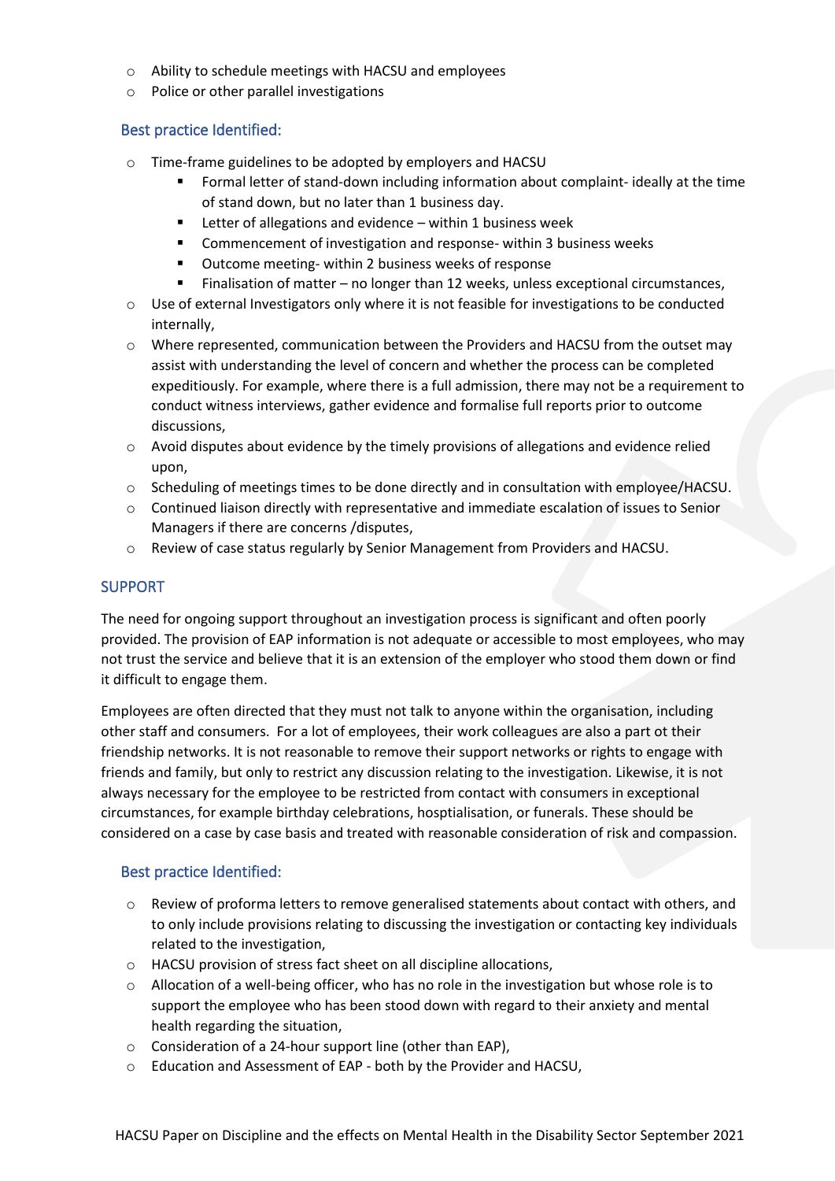- Ability to schedule meetings with HACSU and employees
- Police or other parallel investigations

### Best practice Identified:

- Time-frame guidelines to be adopted by employers and HACSU
    - Formal letter of stand-down including information about complaint- ideally at the time of stand down, but no later than 1 business day.
    - Letter of allegations and evidence – within 1 business week
    - Commencement of investigation and response- within 3 business weeks
    - Outcome meeting- within 2 business weeks of response
    - Finalisation of matter – no longer than 12 weeks, unless exceptional circumstances,
- Use of external Investigators only where it is not feasible for investigations to be conducted internally,
- Where represented, communication between the Providers and HACSU from the outset may assist with understanding the level of concern and whether the process can be completed expeditiously. For example, where there is a full admission, there may not be a requirement to conduct witness interviews, gather evidence and formalise full reports prior to outcome discussions,
- Avoid disputes about evidence by the timely provisions of allegations and evidence relied upon,
- Scheduling of meetings times to be done directly and in consultation with employee/HACSU.
- Continued liaison directly with representative and immediate escalation of issues to Senior Managers if there are concerns /disputes,
- Review of case status regularly by Senior Management from Providers and HACSU.

## SUPPORT

The need for ongoing support throughout an investigation process is significant and often poorly provided. The provision of EAP information is not adequate or accessible to most employees, who may not trust the service and believe that it is an extension of the employer who stood them down or find it difficult to engage them.

Employees are often directed that they must not talk to anyone within the organisation, including other staff and consumers. For a lot of employees, their work colleagues are also a part ot their friendship networks. It is not reasonable to remove their support networks or rights to engage with friends and family, but only to restrict any discussion relating to the investigation. Likewise, it is not always necessary for the employee to be restricted from contact with consumers in exceptional circumstances, for example birthday celebrations, hosptialisation, or funerals. These should be considered on a case by case basis and treated with reasonable consideration of risk and compassion.

### Best practice Identified:

- Review of proforma letters to remove generalised statements about contact with others, and to only include provisions relating to discussing the investigation or contacting key individuals related to the investigation,
- HACSU provision of stress fact sheet on all discipline allocations,
- Allocation of a well-being officer, who has no role in the investigation but whose role is to support the employee who has been stood down with regard to their anxiety and mental health regarding the situation,
- Consideration of a 24-hour support line (other than EAP),
- Education and Assessment of EAP - both by the Provider and HACSU,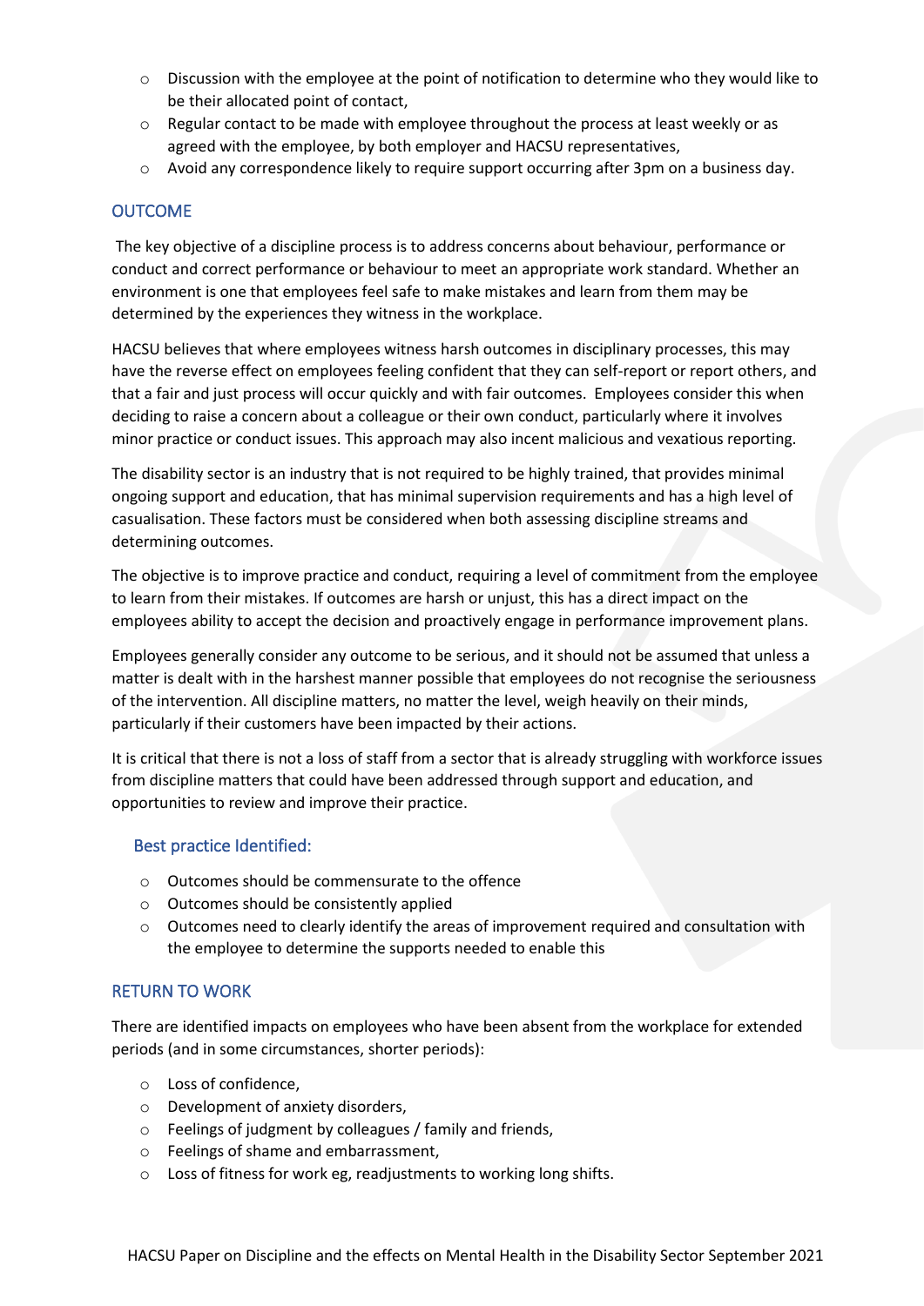- Discussion with the employee at the point of notification to determine who they would like to be their allocated point of contact,
- Regular contact to be made with employee throughout the process at least weekly or as agreed with the employee, by both employer and HACSU representatives,
- Avoid any correspondence likely to require support occurring after 3pm on a business day.

## OUTCOME

The key objective of a discipline process is to address concerns about behaviour, performance or conduct and correct performance or behaviour to meet an appropriate work standard. Whether an environment is one that employees feel safe to make mistakes and learn from them may be determined by the experiences they witness in the workplace.

HACSU believes that where employees witness harsh outcomes in disciplinary processes, this may have the reverse effect on employees feeling confident that they can self-report or report others, and that a fair and just process will occur quickly and with fair outcomes. Employees consider this when deciding to raise a concern about a colleague or their own conduct, particularly where it involves minor practice or conduct issues. This approach may also incent malicious and vexatious reporting.

The disability sector is an industry that is not required to be highly trained, that provides minimal ongoing support and education, that has minimal supervision requirements and has a high level of casualisation. These factors must be considered when both assessing discipline streams and determining outcomes.

The objective is to improve practice and conduct, requiring a level of commitment from the employee to learn from their mistakes. If outcomes are harsh or unjust, this has a direct impact on the employees ability to accept the decision and proactively engage in performance improvement plans.

Employees generally consider any outcome to be serious, and it should not be assumed that unless a matter is dealt with in the harshest manner possible that employees do not recognise the seriousness of the intervention. All discipline matters, no matter the level, weigh heavily on their minds, particularly if their customers have been impacted by their actions.

It is critical that there is not a loss of staff from a sector that is already struggling with workforce issues from discipline matters that could have been addressed through support and education, and opportunities to review and improve their practice.

### Best practice Identified:

- Outcomes should be commensurate to the offence
- Outcomes should be consistently applied
- Outcomes need to clearly identify the areas of improvement required and consultation with the employee to determine the supports needed to enable this

## RETURN TO WORK

There are identified impacts on employees who have been absent from the workplace for extended periods (and in some circumstances, shorter periods):

- Loss of confidence,
- Development of anxiety disorders,
- Feelings of judgment by colleagues / family and friends,
- Feelings of shame and embarrassment,
- Loss of fitness for work eg, readjustments to working long shifts.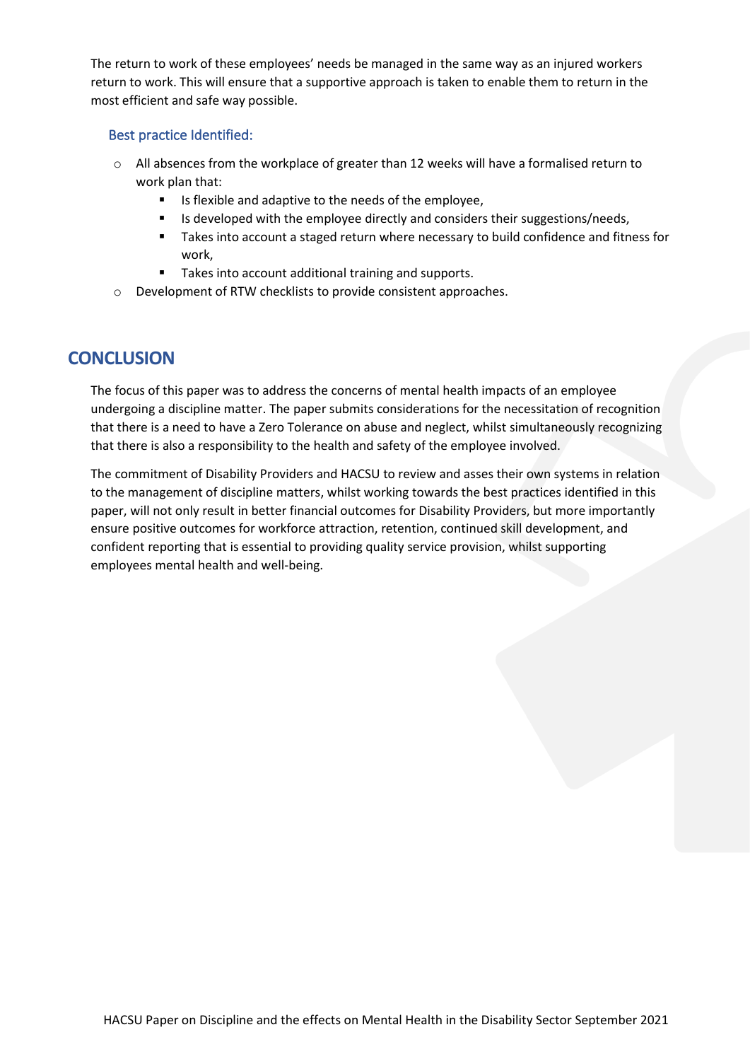The return to work of these employees' needs be managed in the same way as an injured workers return to work. This will ensure that a supportive approach is taken to enable them to return in the most efficient and safe way possible.

### Best practice Identified:

- All absences from the workplace of greater than 12 weeks will have a formalised return to work plan that:
  - Is flexible and adaptive to the needs of the employee,
  - Is developed with the employee directly and considers their suggestions/needs,
  - Takes into account a staged return where necessary to build confidence and fitness for work,
  - Takes into account additional training and supports.
- Development of RTW checklists to provide consistent approaches.

## CONCLUSION

The focus of this paper was to address the concerns of mental health impacts of an employee undergoing a discipline matter. The paper submits considerations for the necessitation of recognition that there is a need to have a Zero Tolerance on abuse and neglect, whilst simultaneously recognizing that there is also a responsibility to the health and safety of the employee involved.

The commitment of Disability Providers and HACSU to review and asses their own systems in relation to the management of discipline matters, whilst working towards the best practices identified in this paper, will not only result in better financial outcomes for Disability Providers, but more importantly ensure positive outcomes for workforce attraction, retention, continued skill development, and confident reporting that is essential to providing quality service provision, whilst supporting employees mental health and well-being.